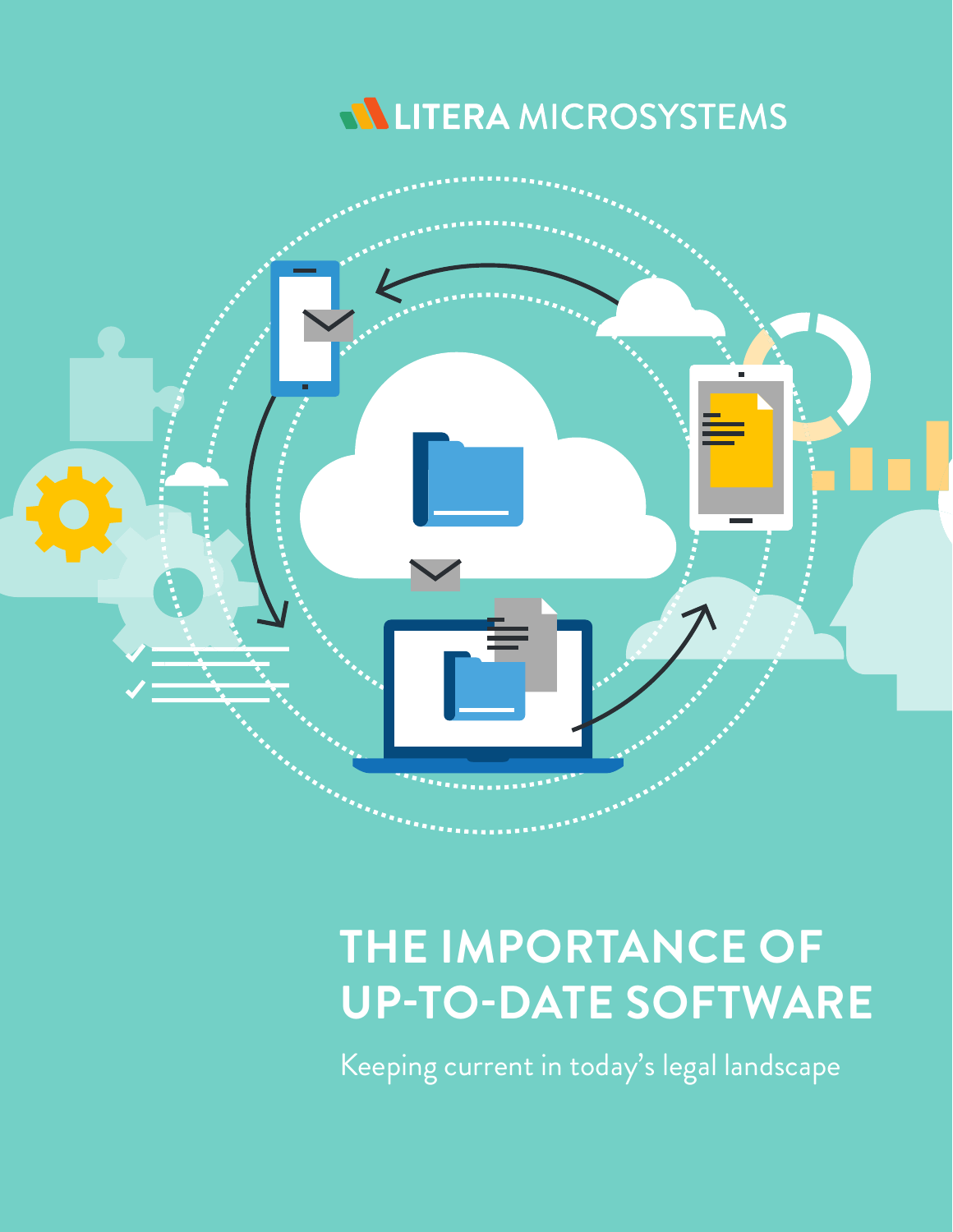LITERA MICROSYSTEMS

# THE IMPORTANCE OF UP-TO-DATE SOFTWARE

Keeping current in today's legal landscape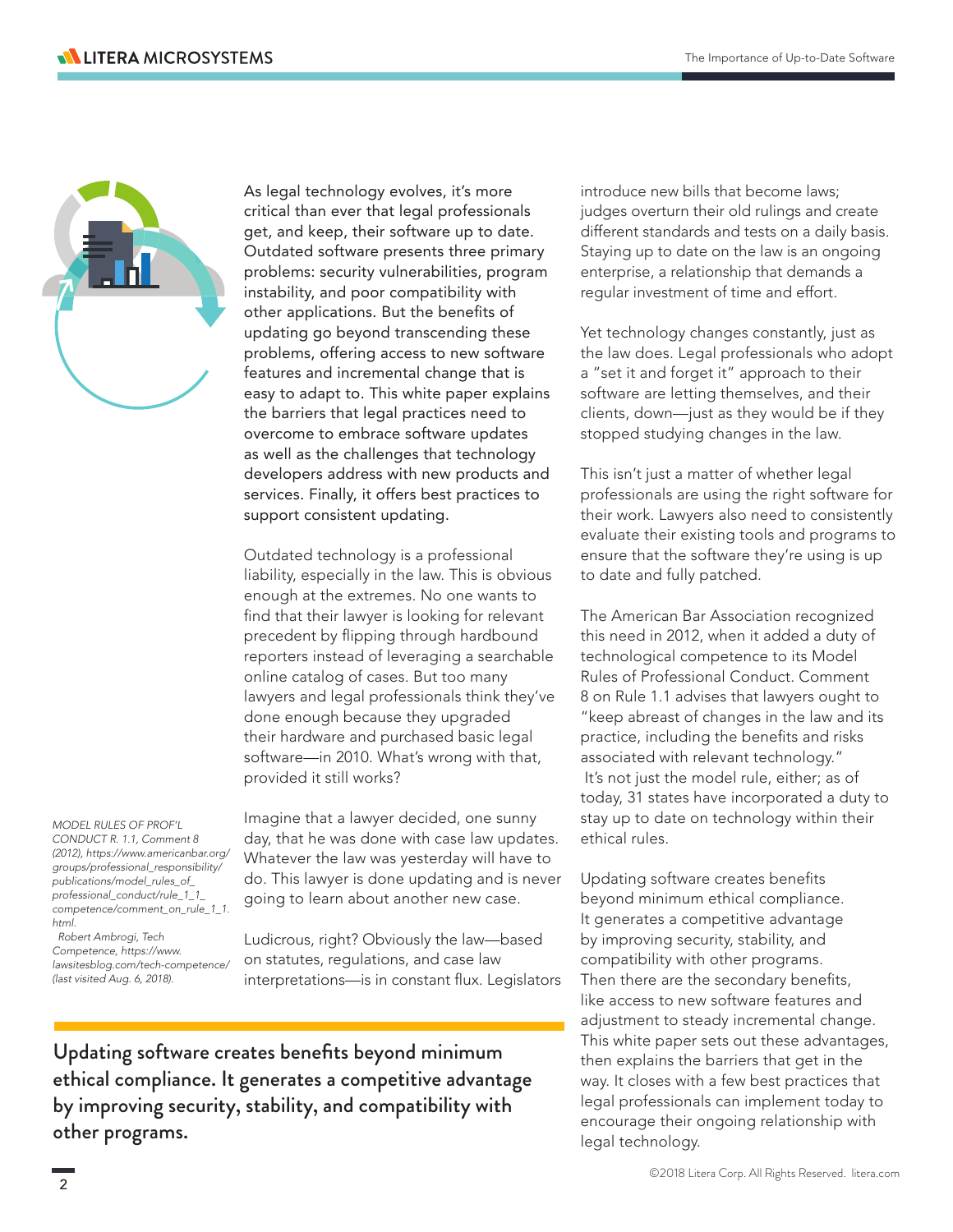As legal technology evolves, it's more critical than ever that legal professionals get, and keep, their software up to date. Outdated software presents three primary problems: security vulnerabilities, program instability, and poor compatibility with other applications. But the benefits of updating go beyond transcending these problems, offering access to new software features and incremental change that is easy to adapt to. This white paper explains the barriers that legal practices need to overcome to embrace software updates as well as the challenges that technology developers address with new products and services. Finally, it offers best practices to support consistent updating.

Outdated technology is a professional liability, especially in the law. This is obvious enough at the extremes. No one wants to find that their lawyer is looking for relevant precedent by flipping through hardbound reporters instead of leveraging a searchable online catalog of cases. But too many lawyers and legal professionals think they've done enough because they upgraded their hardware and purchased basic legal software—in 2010. What's wrong with that, provided it still works?

Imagine that a lawyer decided, one sunny day, that he was done with case law updates. Whatever the law was yesterday will have to do. This lawyer is done updating and is never going to learn about another new case.

Ludicrous, right? Obviously the law—based on statutes, regulations, and case law interpretations—is in constant flux. Legislators introduce new bills that become laws; judges overturn their old rulings and create different standards and tests on a daily basis. Staying up to date on the law is an ongoing enterprise, a relationship that demands a regular investment of time and effort.

Yet technology changes constantly, just as the law does. Legal professionals who adopt a "set it and forget it" approach to their software are letting themselves, and their clients, down—just as they would be if they stopped studying changes in the law.

This isn't just a matter of whether legal professionals are using the right software for their work. Lawyers also need to consistently evaluate their existing tools and programs to ensure that the software they're using is up to date and fully patched.

The American Bar Association recognized this need in 2012, when it added a duty of technological competence to its Model Rules of Professional Conduct. Comment 8 on Rule 1.1 advises that lawyers ought to "keep abreast of changes in the law and its practice, including the benefits and risks associated with relevant technology." It's not just the model rule, either; as of today, 31 states have incorporated a duty to stay up to date on technology within their ethical rules.

Updating software creates benefits beyond minimum ethical compliance. It generates a competitive advantage by improving security, stability, and compatibility with other programs. Then there are the secondary benefits, like access to new software features and adjustment to steady incremental change. This white paper sets out these advantages, then explains the barriers that get in the way. It closes with a few best practices that legal professionals can implement today to encourage their ongoing relationship with legal technology.

**Updating software creates benefits beyond minimum ethical compliance. It generates a competitive advantage by improving security, stability, and compatibility with other programs.**

*MODEL RULES OF PROF'L CONDUCT R. 1.1, Comment 8 (2012), https://www.americanbar.org/groups/professional_responsibility/publications/model_rules_of_professional_conduct/rule_1_1_competence/comment_on_rule_1_1.html.*

*Robert Ambrogi, Tech Competence, https://www.lawsitesblog.com/tech-competence/ (last visited Aug. 6, 2018).*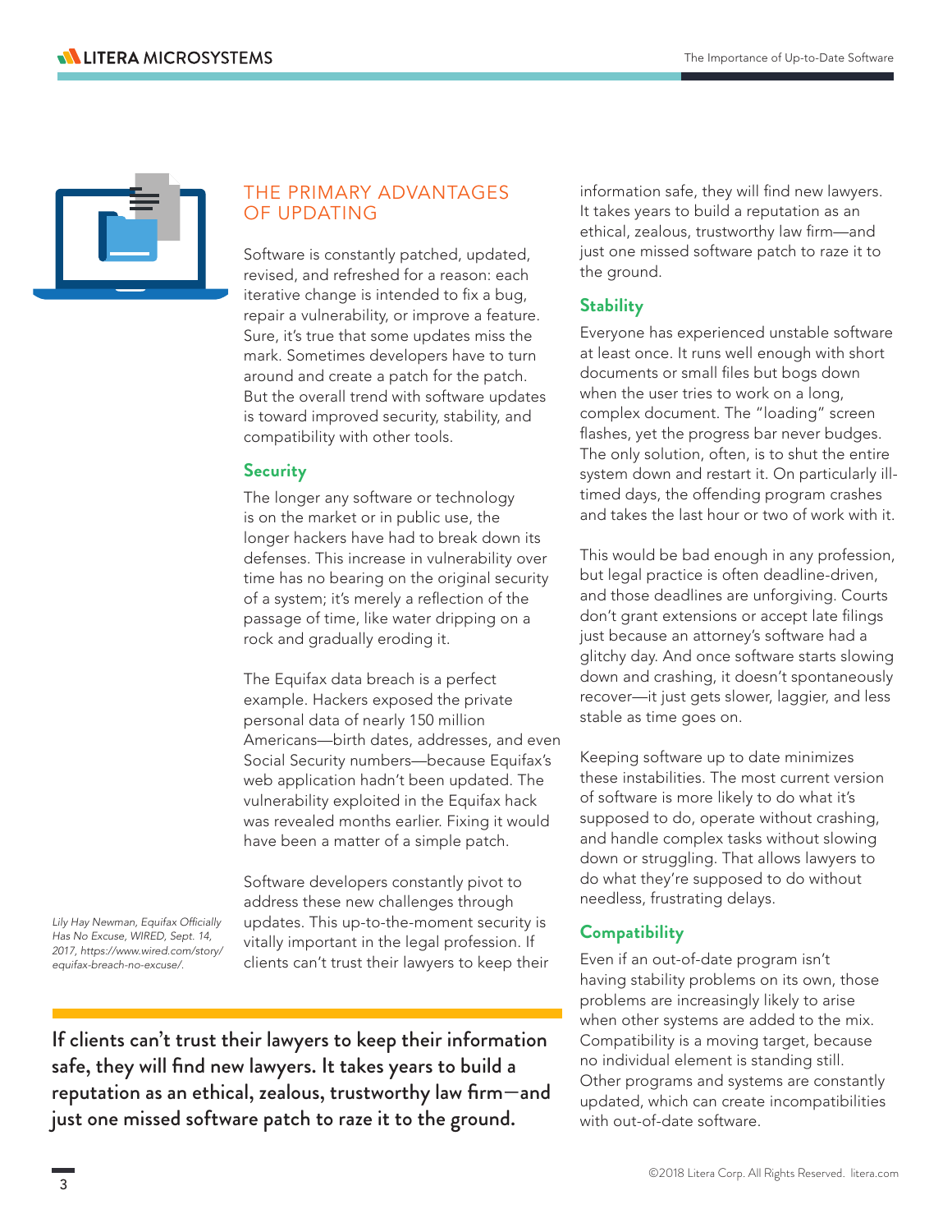## THE PRIMARY ADVANTAGES OF UPDATING

Software is constantly patched, updated, revised, and refreshed for a reason: each iterative change is intended to fix a bug, repair a vulnerability, or improve a feature. Sure, it's true that some updates miss the mark. Sometimes developers have to turn around and create a patch for the patch. But the overall trend with software updates is toward improved security, stability, and compatibility with other tools.

### Security

The longer any software or technology is on the market or in public use, the longer hackers have had to break down its defenses. This increase in vulnerability over time has no bearing on the original security of a system; it's merely a reflection of the passage of time, like water dripping on a rock and gradually eroding it.

The Equifax data breach is a perfect example. Hackers exposed the private personal data of nearly 150 million Americans—birth dates, addresses, and even Social Security numbers—because Equifax's web application hadn't been updated. The vulnerability exploited in the Equifax hack was revealed months earlier. Fixing it would have been a matter of a simple patch.

*Lily Hay Newman, Equifax Officially Has No Excuse, WIRED, Sept. 14, 2017, https://www.wired.com/story/equifax-breach-no-excuse/.*

Software developers constantly pivot to address these new challenges through updates. This up-to-the-moment security is vitally important in the legal profession. If clients can't trust their lawyers to keep their information safe, they will find new lawyers. It takes years to build a reputation as an ethical, zealous, trustworthy law firm—and just one missed software patch to raze it to the ground.

**If clients can't trust their lawyers to keep their information safe, they will find new lawyers. It takes years to build a reputation as an ethical, zealous, trustworthy law firm—and just one missed software patch to raze it to the ground.**

### Stability

Everyone has experienced unstable software at least once. It runs well enough with short documents or small files but bogs down when the user tries to work on a long, complex document. The "loading" screen flashes, yet the progress bar never budges. The only solution, often, is to shut the entire system down and restart it. On particularly ill-timed days, the offending program crashes and takes the last hour or two of work with it.

This would be bad enough in any profession, but legal practice is often deadline-driven, and those deadlines are unforgiving. Courts don't grant extensions or accept late filings just because an attorney's software had a glitchy day. And once software starts slowing down and crashing, it doesn't spontaneously recover—it just gets slower, laggier, and less stable as time goes on.

Keeping software up to date minimizes these instabilities. The most current version of software is more likely to do what it's supposed to do, operate without crashing, and handle complex tasks without slowing down or struggling. That allows lawyers to do what they're supposed to do without needless, frustrating delays.

### Compatibility

Even if an out-of-date program isn't having stability problems on its own, those problems are increasingly likely to arise when other systems are added to the mix. Compatibility is a moving target, because no individual element is standing still. Other programs and systems are constantly updated, which can create incompatibilities with out-of-date software.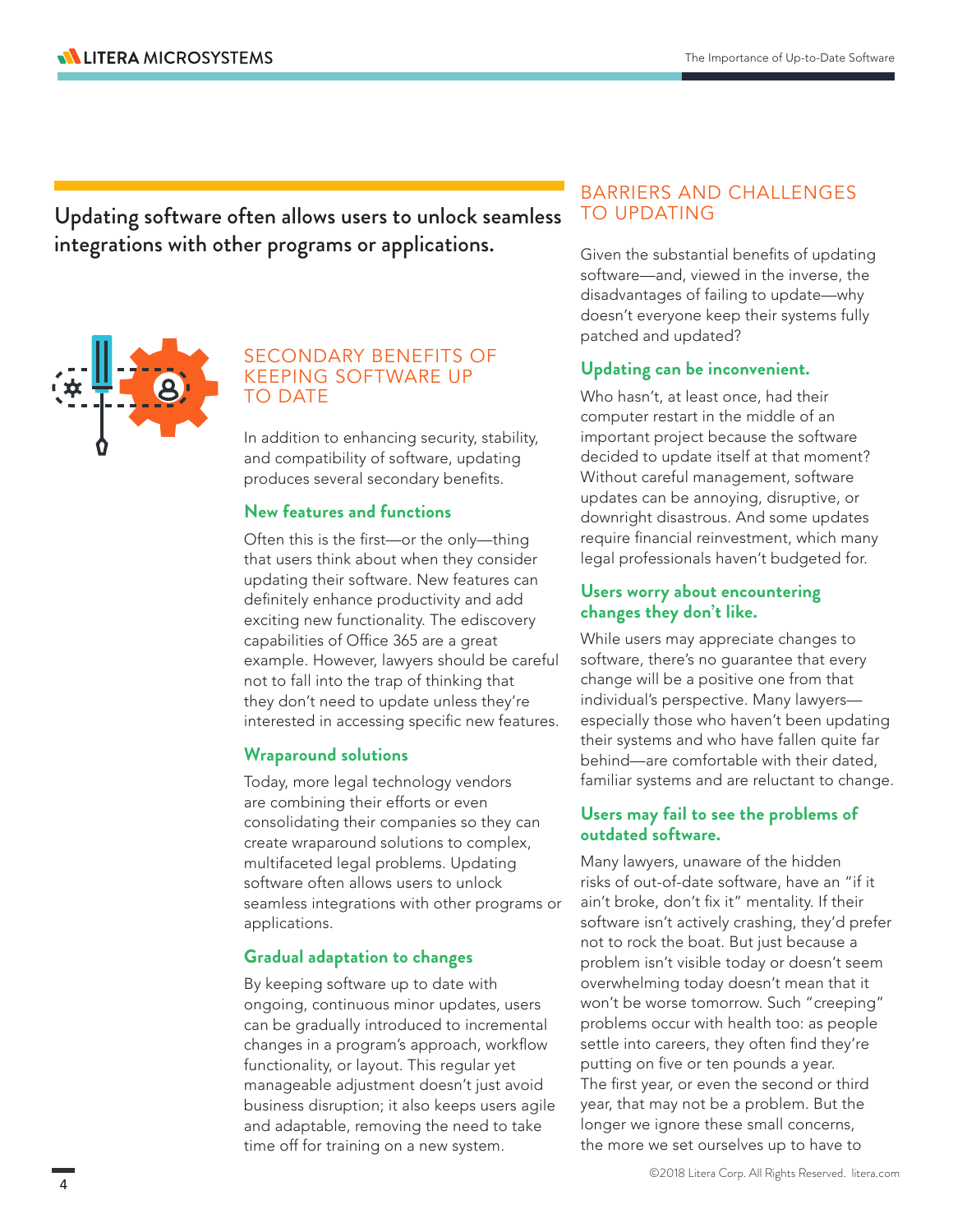**Updating software often allows users to unlock seamless integrations with other programs or applications.**

## SECONDARY BENEFITS OF KEEPING SOFTWARE UP TO DATE

In addition to enhancing security, stability, and compatibility of software, updating produces several secondary benefits.

### New features and functions

Often this is the first—or the only—thing that users think about when they consider updating their software. New features can definitely enhance productivity and add exciting new functionality. The ediscovery capabilities of Office 365 are a great example. However, lawyers should be careful not to fall into the trap of thinking that they don't need to update unless they're interested in accessing specific new features.

### Wraparound solutions

Today, more legal technology vendors are combining their efforts or even consolidating their companies so they can create wraparound solutions to complex, multifaceted legal problems. Updating software often allows users to unlock seamless integrations with other programs or applications.

### Gradual adaptation to changes

By keeping software up to date with ongoing, continuous minor updates, users can be gradually introduced to incremental changes in a program's approach, workflow functionality, or layout. This regular yet manageable adjustment doesn't just avoid business disruption; it also keeps users agile and adaptable, removing the need to take time off for training on a new system.

## BARRIERS AND CHALLENGES TO UPDATING

Given the substantial benefits of updating software—and, viewed in the inverse, the disadvantages of failing to update—why doesn't everyone keep their systems fully patched and updated?

### Updating can be inconvenient.

Who hasn't, at least once, had their computer restart in the middle of an important project because the software decided to update itself at that moment? Without careful management, software updates can be annoying, disruptive, or downright disastrous. And some updates require financial reinvestment, which many legal professionals haven't budgeted for.

### Users worry about encountering changes they don't like.

While users may appreciate changes to software, there's no guarantee that every change will be a positive one from that individual's perspective. Many lawyers—especially those who haven't been updating their systems and who have fallen quite far behind—are comfortable with their dated, familiar systems and are reluctant to change.

### Users may fail to see the problems of outdated software.

Many lawyers, unaware of the hidden risks of out-of-date software, have an "if it ain't broke, don't fix it" mentality. If their software isn't actively crashing, they'd prefer not to rock the boat. But just because a problem isn't visible today or doesn't seem overwhelming today doesn't mean that it won't be worse tomorrow. Such "creeping" problems occur with health too: as people settle into careers, they often find they're putting on five or ten pounds a year. The first year, or even the second or third year, that may not be a problem. But the longer we ignore these small concerns, the more we set ourselves up to have to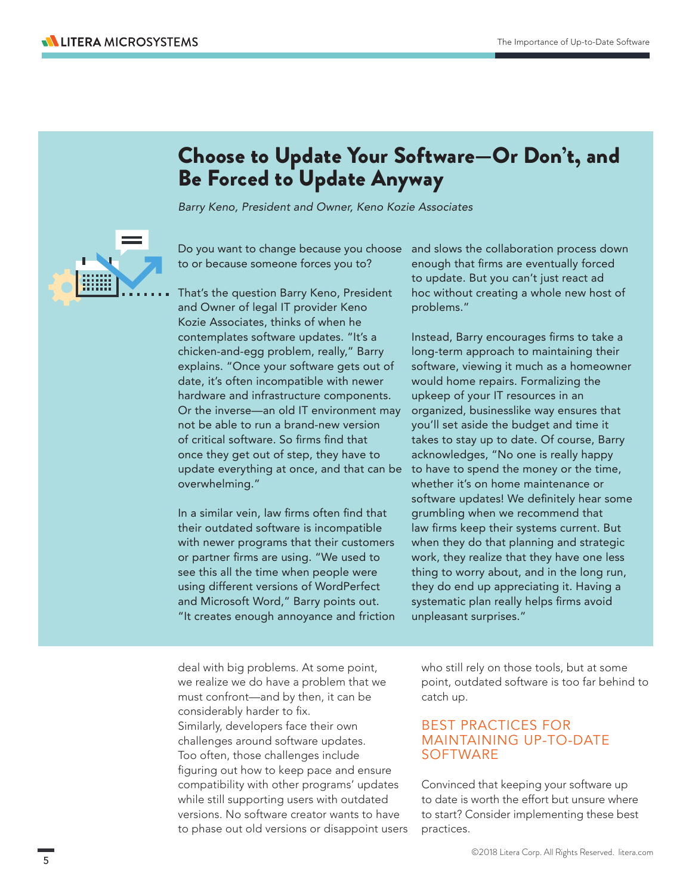## Choose to Update Your Software—Or Don't, and Be Forced to Update Anyway

*Barry Keno, President and Owner, Keno Kozie Associates*

Do you want to change because you choose to or because someone forces you to?

That's the question Barry Keno, President and Owner of legal IT provider Keno Kozie Associates, thinks of when he contemplates software updates. "It's a chicken-and-egg problem, really," Barry explains. "Once your software gets out of date, it's often incompatible with newer hardware and infrastructure components. Or the inverse—an old IT environment may not be able to run a brand-new version of critical software. So firms find that once they get out of step, they have to update everything at once, and that can be overwhelming."

In a similar vein, law firms often find that their outdated software is incompatible with newer programs that their customers or partner firms are using. "We used to see this all the time when people were using different versions of WordPerfect and Microsoft Word," Barry points out. "It creates enough annoyance and friction and slows the collaboration process down enough that firms are eventually forced to update. But you can't just react ad hoc without creating a whole new host of problems."

Instead, Barry encourages firms to take a long-term approach to maintaining their software, viewing it much as a homeowner would home repairs. Formalizing the upkeep of your IT resources in an organized, businesslike way ensures that you'll set aside the budget and time it takes to stay up to date. Of course, Barry acknowledges, "No one is really happy to have to spend the money or the time, whether it's on home maintenance or software updates! We definitely hear some grumbling when we recommend that law firms keep their systems current. But when they do that planning and strategic work, they realize that they have one less thing to worry about, and in the long run, they do end up appreciating it. Having a systematic plan really helps firms avoid unpleasant surprises."

deal with big problems. At some point, we realize we do have a problem that we must confront—and by then, it can be considerably harder to fix.
Similarly, developers face their own challenges around software updates. Too often, those challenges include figuring out how to keep pace and ensure compatibility with other programs' updates while still supporting users with outdated versions. No software creator wants to have to phase out old versions or disappoint users who still rely on those tools, but at some point, outdated software is too far behind to catch up.

## BEST PRACTICES FOR MAINTAINING UP-TO-DATE SOFTWARE

Convinced that keeping your software up to date is worth the effort but unsure where to start? Consider implementing these best practices.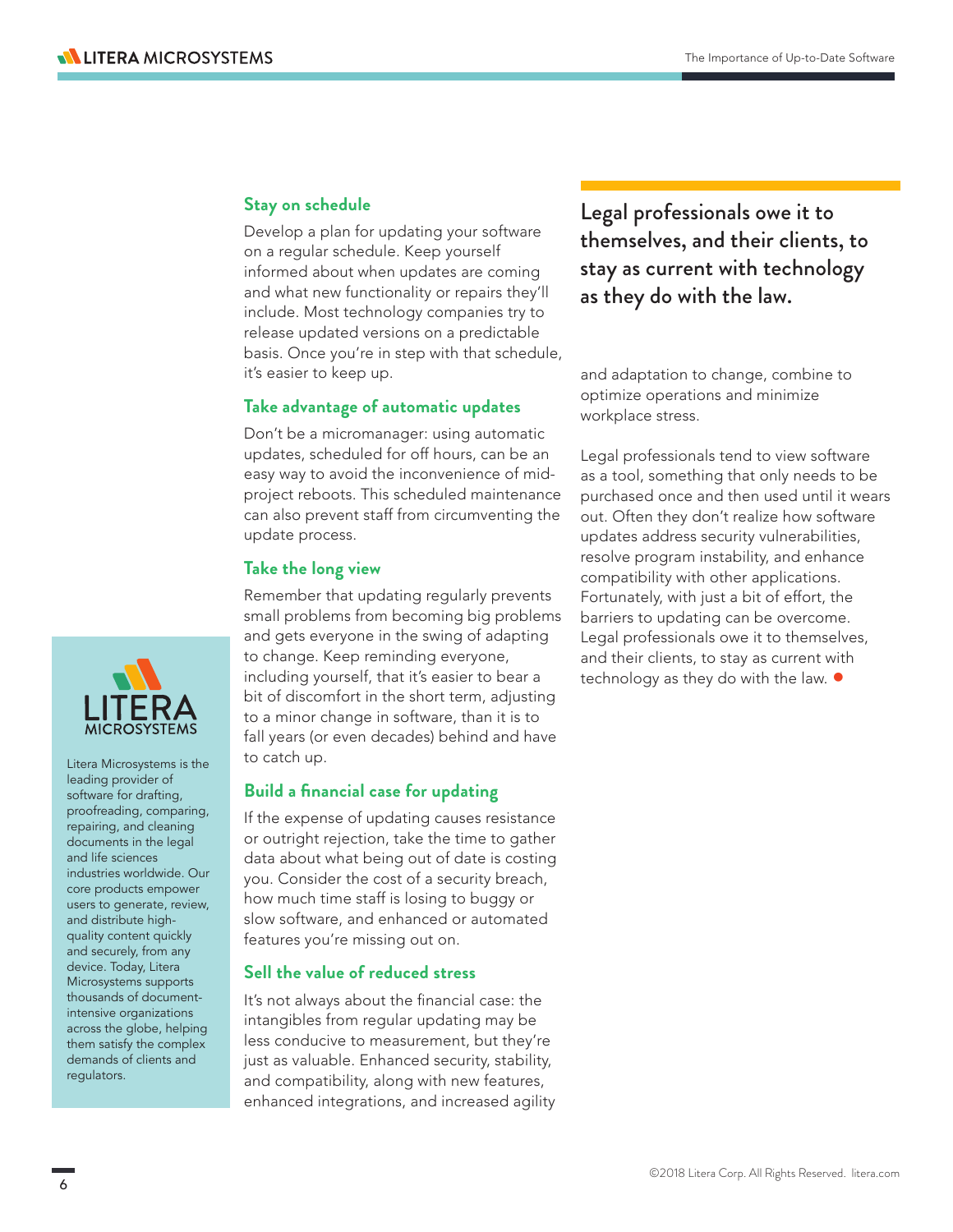### Stay on schedule

Develop a plan for updating your software on a regular schedule. Keep yourself informed about when updates are coming and what new functionality or repairs they'll include. Most technology companies try to release updated versions on a predictable basis. Once you're in step with that schedule, it's easier to keep up.

### Take advantage of automatic updates

Don't be a micromanager: using automatic updates, scheduled for off hours, can be an easy way to avoid the inconvenience of mid-project reboots. This scheduled maintenance can also prevent staff from circumventing the update process.

### Take the long view

Remember that updating regularly prevents small problems from becoming big problems and gets everyone in the swing of adapting to change. Keep reminding everyone, including yourself, that it's easier to bear a bit of discomfort in the short term, adjusting to a minor change in software, than it is to fall years (or even decades) behind and have to catch up.

### Build a financial case for updating

If the expense of updating causes resistance or outright rejection, take the time to gather data about what being out of date is costing you. Consider the cost of a security breach, how much time staff is losing to buggy or slow software, and enhanced or automated features you're missing out on.

### Sell the value of reduced stress

It's not always about the financial case: the intangibles from regular updating may be less conducive to measurement, but they're just as valuable. Enhanced security, stability, and compatibility, along with new features, enhanced integrations, and increased agility and adaptation to change, combine to optimize operations and minimize workplace stress.

**Legal professionals owe it to themselves, and their clients, to stay as current with technology as they do with the law.**

Legal professionals tend to view software as a tool, something that only needs to be purchased once and then used until it wears out. Often they don't realize how software updates address security vulnerabilities, resolve program instability, and enhance compatibility with other applications. Fortunately, with just a bit of effort, the barriers to updating can be overcome. Legal professionals owe it to themselves, and their clients, to stay as current with technology as they do with the law.

LITERA MICROSYSTEMS

Litera Microsystems is the leading provider of software for drafting, proofreading, comparing, repairing, and cleaning documents in the legal and life sciences industries worldwide. Our core products empower users to generate, review, and distribute high-quality content quickly and securely, from any device. Today, Litera Microsystems supports thousands of document-intensive organizations across the globe, helping them satisfy the complex demands of clients and regulators.

©2018 Litera Corp. All Rights Reserved. litera.com